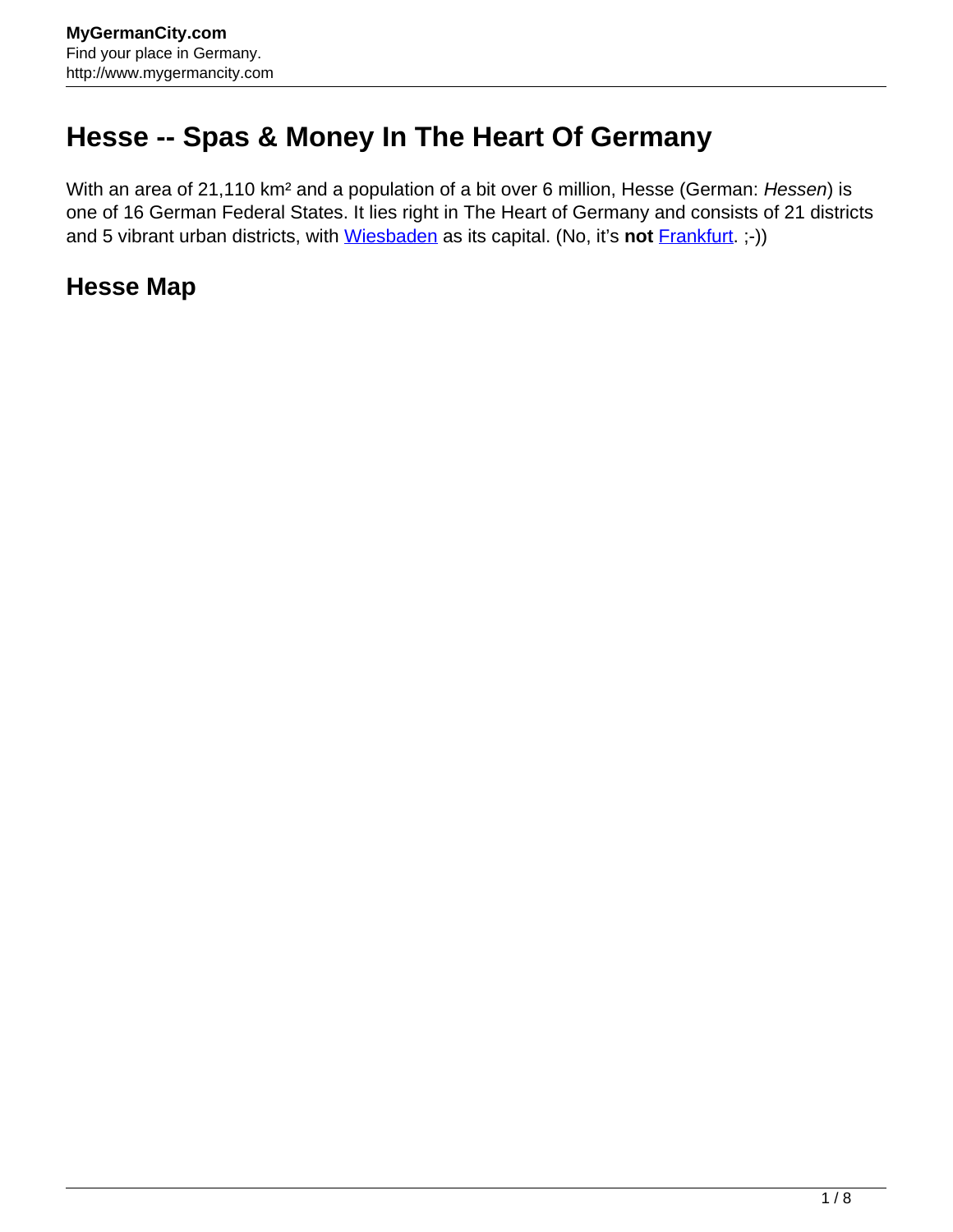# Hesse -- Spas & Money In The Heart Of Germany

With an area of 21,110 km² and a population of a bit over 6 million, Hesse (German: *Hessen*) is one of 16 German Federal States. It lies right in The Heart of Germany and consists of 21 districts and 5 vibrant urban districts, with Wiesbaden as its capital. (No, it's **not** Frankfurt. ;-))

## Hesse Map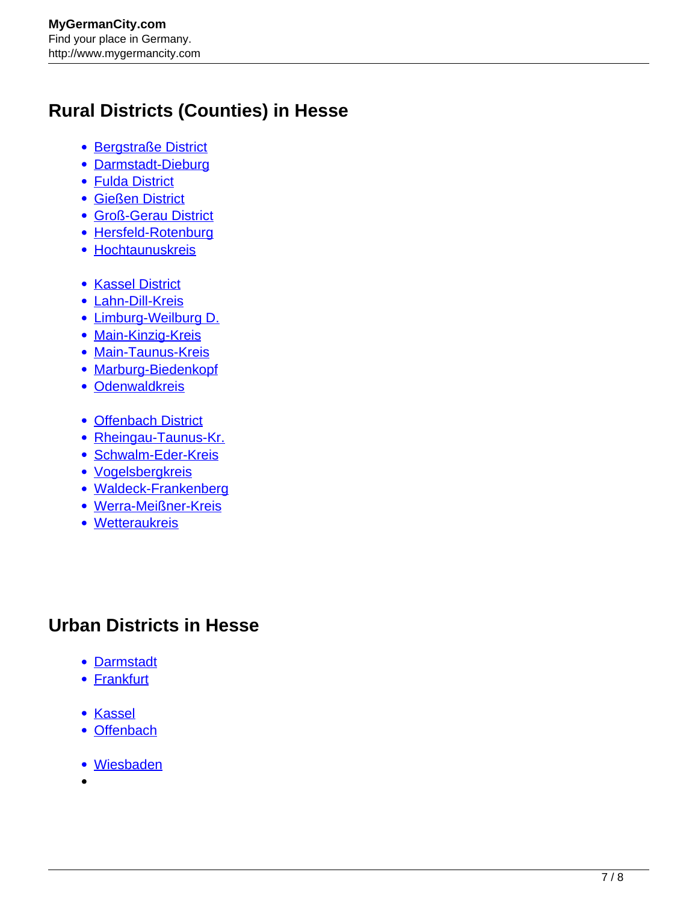## Rural Districts (Counties) in Hesse

- Bergstraße District
- Darmstadt-Dieburg
- Fulda District
- Gießen District
- Groß-Gerau District
- Hersfeld-Rotenburg
- Hochtaunuskreis

- Kassel District
- Lahn-Dill-Kreis
- Limburg-Weilburg D.
- Main-Kinzig-Kreis
- Main-Taunus-Kreis
- Marburg-Biedenkopf
- Odenwaldkreis

- Offenbach District
- Rheingau-Taunus-Kr.
- Schwalm-Eder-Kreis
- Vogelsbergkreis
- Waldeck-Frankenberg
- Werra-Meißner-Kreis
- Wetteraukreis

## Urban Districts in Hesse

- Darmstadt
- Frankfurt

- Kassel
- Offenbach

- Wiesbaden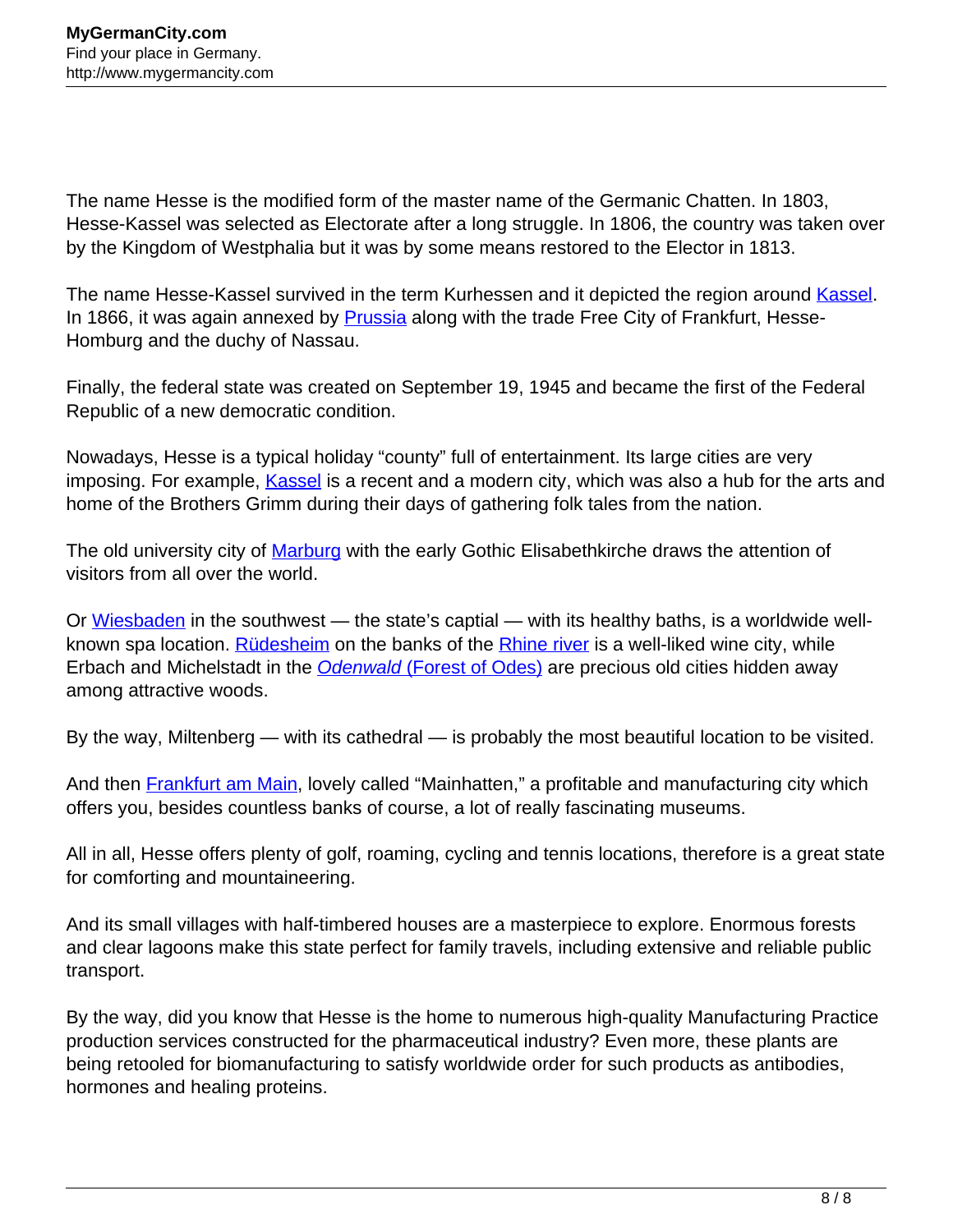The name Hesse is the modified form of the master name of the Germanic Chatten. In 1803, Hesse-Kassel was selected as Electorate after a long struggle. In 1806, the country was taken over by the Kingdom of Westphalia but it was by some means restored to the Elector in 1813.

The name Hesse-Kassel survived in the term Kurhessen and it depicted the region around Kassel. In 1866, it was again annexed by Prussia along with the trade Free City of Frankfurt, Hesse-Homburg and the duchy of Nassau.

Finally, the federal state was created on September 19, 1945 and became the first of the Federal Republic of a new democratic condition.

Nowadays, Hesse is a typical holiday “county” full of entertainment. Its large cities are very imposing. For example, Kassel is a recent and a modern city, which was also a hub for the arts and home of the Brothers Grimm during their days of gathering folk tales from the nation.

The old university city of Marburg with the early Gothic Elisabethkirche draws the attention of visitors from all over the world.

Or Wiesbaden in the southwest — the state’s captial — with its healthy baths, is a worldwide well-known spa location. Rüdesheim on the banks of the Rhine river is a well-liked wine city, while Erbach and Michelstadt in the *Odenwald* (Forest of Odes) are precious old cities hidden away among attractive woods.

By the way, Miltenberg — with its cathedral — is probably the most beautiful location to be visited.

And then Frankfurt am Main, lovely called “Mainhatten,” a profitable and manufacturing city which offers you, besides countless banks of course, a lot of really fascinating museums.

All in all, Hesse offers plenty of golf, roaming, cycling and tennis locations, therefore is a great state for comforting and mountaineering.

And its small villages with half-timbered houses are a masterpiece to explore. Enormous forests and clear lagoons make this state perfect for family travels, including extensive and reliable public transport.

By the way, did you know that Hesse is the home to numerous high-quality Manufacturing Practice production services constructed for the pharmaceutical industry? Even more, these plants are being retooled for biomanufacturing to satisfy worldwide order for such products as antibodies, hormones and healing proteins.